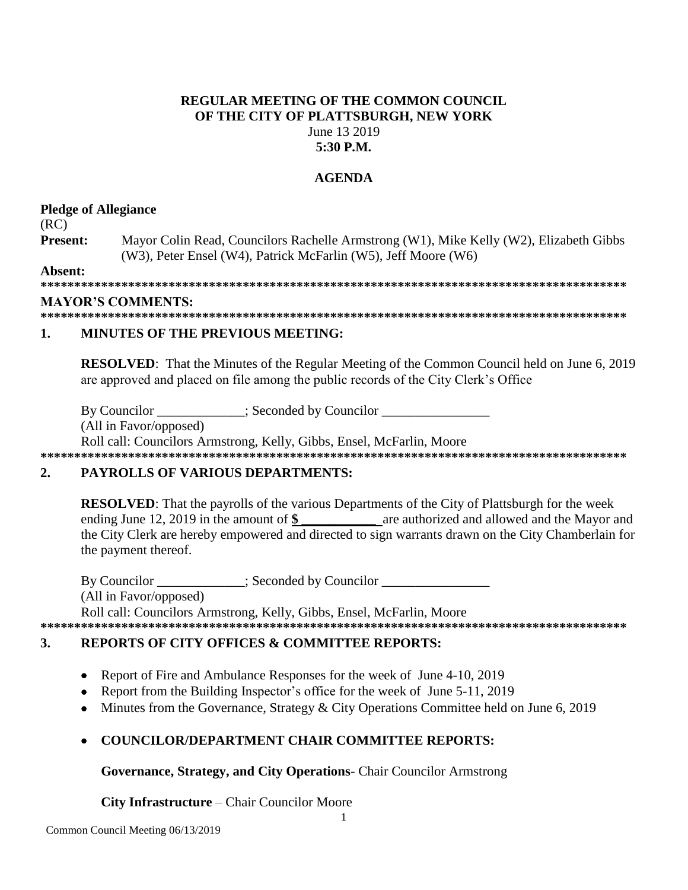**REGULAR MEETING OF THE COMMON COUNCIL**
**OF THE CITY OF PLATTSBURGH, NEW YORK**
June 13 2019
**5:30 P.M.**

**AGENDA**

**Pledge of Allegiance**

(RC)

**Present:** Mayor Colin Read, Councilors Rachelle Armstrong (W1), Mike Kelly (W2), Elizabeth Gibbs (W3), Peter Ensel (W4), Patrick McFarlin (W5), Jeff Moore (W6)

**Absent:**

**\*\*\*\*\*\*\*\*\*\*\*\*\*\*\*\*\*\*\*\*\*\*\*\*\*\*\*\*\*\*\*\*\*\*\*\*\*\*\*\*\*\*\*\*\*\*\*\*\*\*\*\*\*\*\*\*\*\*\*\*\*\*\*\*\*\*\*\*\*\*\*\*\*\*\*\*\*\*\*\*\*\*\*\*\*\*\***

**MAYOR'S COMMENTS:**

**\*\*\*\*\*\*\*\*\*\*\*\*\*\*\*\*\*\*\*\*\*\*\*\*\*\*\*\*\*\*\*\*\*\*\*\*\*\*\*\*\*\*\*\*\*\*\*\*\*\*\*\*\*\*\*\*\*\*\*\*\*\*\*\*\*\*\*\*\*\*\*\*\*\*\*\*\*\*\*\*\*\*\*\*\*\*\***

## 1. MINUTES OF THE PREVIOUS MEETING:

**RESOLVED**: That the Minutes of the Regular Meeting of the Common Council held on June 6, 2019 are approved and placed on file among the public records of the City Clerk's Office

By Councilor _____________; Seconded by Councilor ________________

(All in Favor/opposed)

Roll call: Councilors Armstrong, Kelly, Gibbs, Ensel, McFarlin, Moore

**\*\*\*\*\*\*\*\*\*\*\*\*\*\*\*\*\*\*\*\*\*\*\*\*\*\*\*\*\*\*\*\*\*\*\*\*\*\*\*\*\*\*\*\*\*\*\*\*\*\*\*\*\*\*\*\*\*\*\*\*\*\*\*\*\*\*\*\*\*\*\*\*\*\*\*\*\*\*\*\*\*\*\*\*\*\*\***

## 2. PAYROLLS OF VARIOUS DEPARTMENTS:

**RESOLVED**: That the payrolls of the various Departments of the City of Plattsburgh for the week ending June 12, 2019 in the amount of **$ ___________** are authorized and allowed and the Mayor and the City Clerk are hereby empowered and directed to sign warrants drawn on the City Chamberlain for the payment thereof.

By Councilor _____________; Seconded by Councilor ________________

(All in Favor/opposed)

Roll call: Councilors Armstrong, Kelly, Gibbs, Ensel, McFarlin, Moore

**\*\*\*\*\*\*\*\*\*\*\*\*\*\*\*\*\*\*\*\*\*\*\*\*\*\*\*\*\*\*\*\*\*\*\*\*\*\*\*\*\*\*\*\*\*\*\*\*\*\*\*\*\*\*\*\*\*\*\*\*\*\*\*\*\*\*\*\*\*\*\*\*\*\*\*\*\*\*\*\*\*\*\*\*\*\*\***

## 3. REPORTS OF CITY OFFICES & COMMITTEE REPORTS:

- Report of Fire and Ambulance Responses for the week of June 4-10, 2019
- Report from the Building Inspector's office for the week of June 5-11, 2019
- Minutes from the Governance, Strategy & City Operations Committee held on June 6, 2019
- **COUNCILOR/DEPARTMENT CHAIR COMMITTEE REPORTS:**

  **Governance, Strategy, and City Operations**- Chair Councilor Armstrong

  **City Infrastructure** – Chair Councilor Moore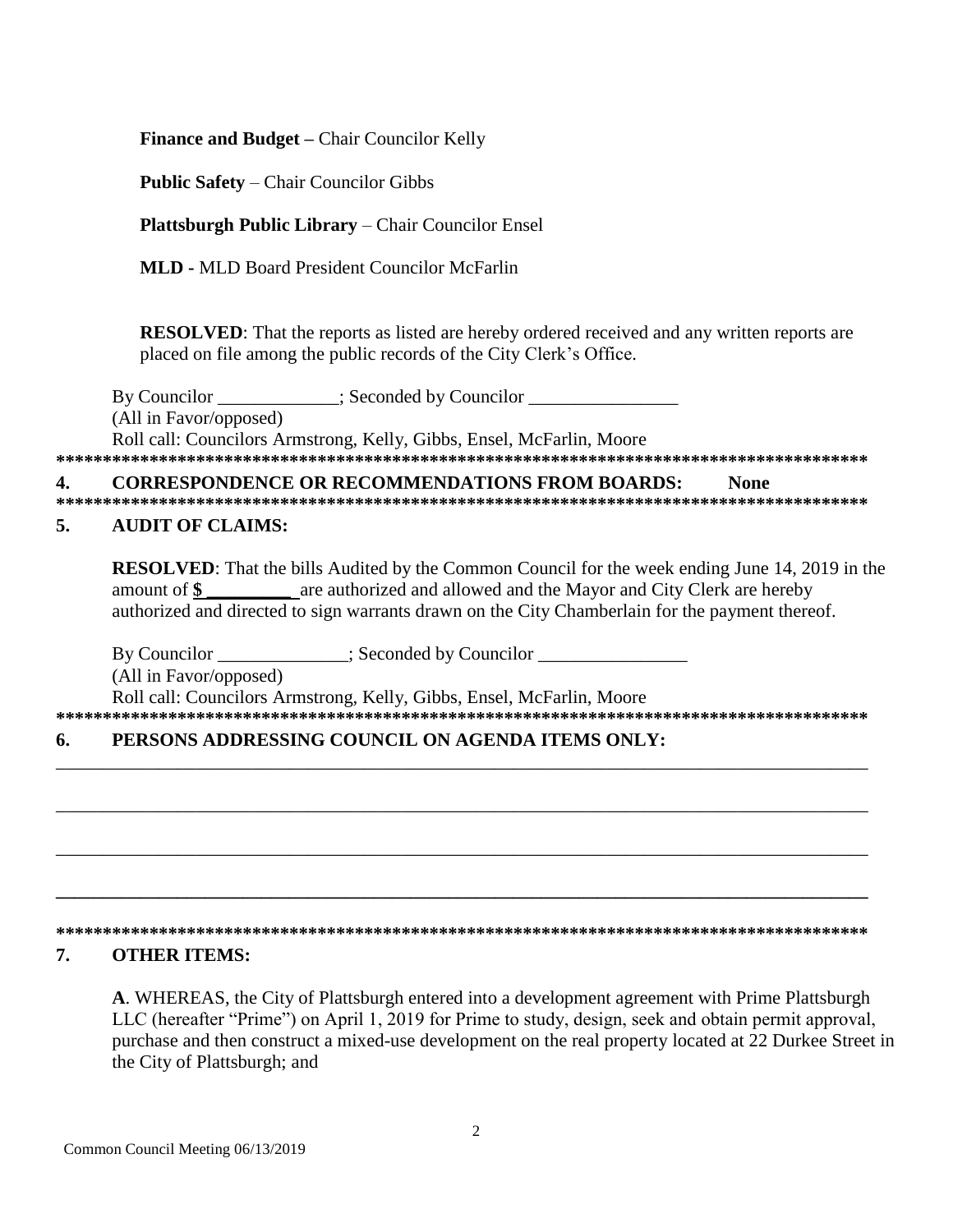**Finance and Budget –** Chair Councilor Kelly

**Public Safety** – Chair Councilor Gibbs

**Plattsburgh Public Library** – Chair Councilor Ensel

**MLD -** MLD Board President Councilor McFarlin

**RESOLVED**: That the reports as listed are hereby ordered received and any written reports are placed on file among the public records of the City Clerk's Office.

By Councilor _____________; Seconded by Councilor ________________
(All in Favor/opposed)
Roll call: Councilors Armstrong, Kelly, Gibbs, Ensel, McFarlin, Moore

*******************************************************************************************

## 4. CORRESPONDENCE OR RECOMMENDATIONS FROM BOARDS: None

*******************************************************************************************

## 5. AUDIT OF CLAIMS:

**RESOLVED**: That the bills Audited by the Common Council for the week ending June 14, 2019 in the amount of **$ _________** are authorized and allowed and the Mayor and City Clerk are hereby authorized and directed to sign warrants drawn on the City Chamberlain for the payment thereof.

By Councilor ______________; Seconded by Councilor ________________
(All in Favor/opposed)
Roll call: Councilors Armstrong, Kelly, Gibbs, Ensel, McFarlin, Moore

*******************************************************************************************

## 6. PERSONS ADDRESSING COUNCIL ON AGENDA ITEMS ONLY:

___________________________________________________________________________________________

___________________________________________________________________________________________

___________________________________________________________________________________________

___________________________________________________________________________________________

*******************************************************************************************

## 7. OTHER ITEMS:

**A**. WHEREAS, the City of Plattsburgh entered into a development agreement with Prime Plattsburgh LLC (hereafter "Prime") on April 1, 2019 for Prime to study, design, seek and obtain permit approval, purchase and then construct a mixed-use development on the real property located at 22 Durkee Street in the City of Plattsburgh; and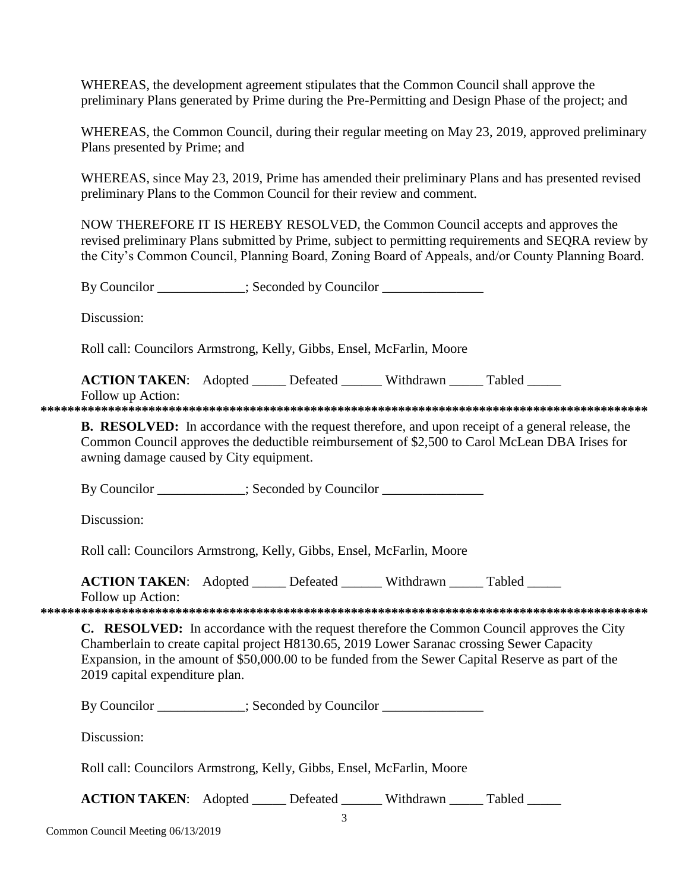WHEREAS, the development agreement stipulates that the Common Council shall approve the preliminary Plans generated by Prime during the Pre-Permitting and Design Phase of the project; and

WHEREAS, the Common Council, during their regular meeting on May 23, 2019, approved preliminary Plans presented by Prime; and

WHEREAS, since May 23, 2019, Prime has amended their preliminary Plans and has presented revised preliminary Plans to the Common Council for their review and comment.

NOW THEREFORE IT IS HEREBY RESOLVED, the Common Council accepts and approves the revised preliminary Plans submitted by Prime, subject to permitting requirements and SEQRA review by the City's Common Council, Planning Board, Zoning Board of Appeals, and/or County Planning Board.

By Councilor _____________; Seconded by Councilor _______________

Discussion:

Roll call: Councilors Armstrong, Kelly, Gibbs, Ensel, McFarlin, Moore

**ACTION TAKEN**: Adopted _____ Defeated ______ Withdrawn _____ Tabled _____
Follow up Action:

*******************************************************************************************

**B. RESOLVED:** In accordance with the request therefore, and upon receipt of a general release, the Common Council approves the deductible reimbursement of $2,500 to Carol McLean DBA Irises for awning damage caused by City equipment.

By Councilor _____________; Seconded by Councilor _______________

Discussion:

Roll call: Councilors Armstrong, Kelly, Gibbs, Ensel, McFarlin, Moore

**ACTION TAKEN**: Adopted _____ Defeated ______ Withdrawn _____ Tabled _____
Follow up Action:

*******************************************************************************************

**C. RESOLVED:** In accordance with the request therefore the Common Council approves the City Chamberlain to create capital project H8130.65, 2019 Lower Saranac crossing Sewer Capacity Expansion, in the amount of $50,000.00 to be funded from the Sewer Capital Reserve as part of the 2019 capital expenditure plan.

By Councilor _____________; Seconded by Councilor _______________

Discussion:

Roll call: Councilors Armstrong, Kelly, Gibbs, Ensel, McFarlin, Moore

**ACTION TAKEN**: Adopted _____ Defeated ______ Withdrawn _____ Tabled _____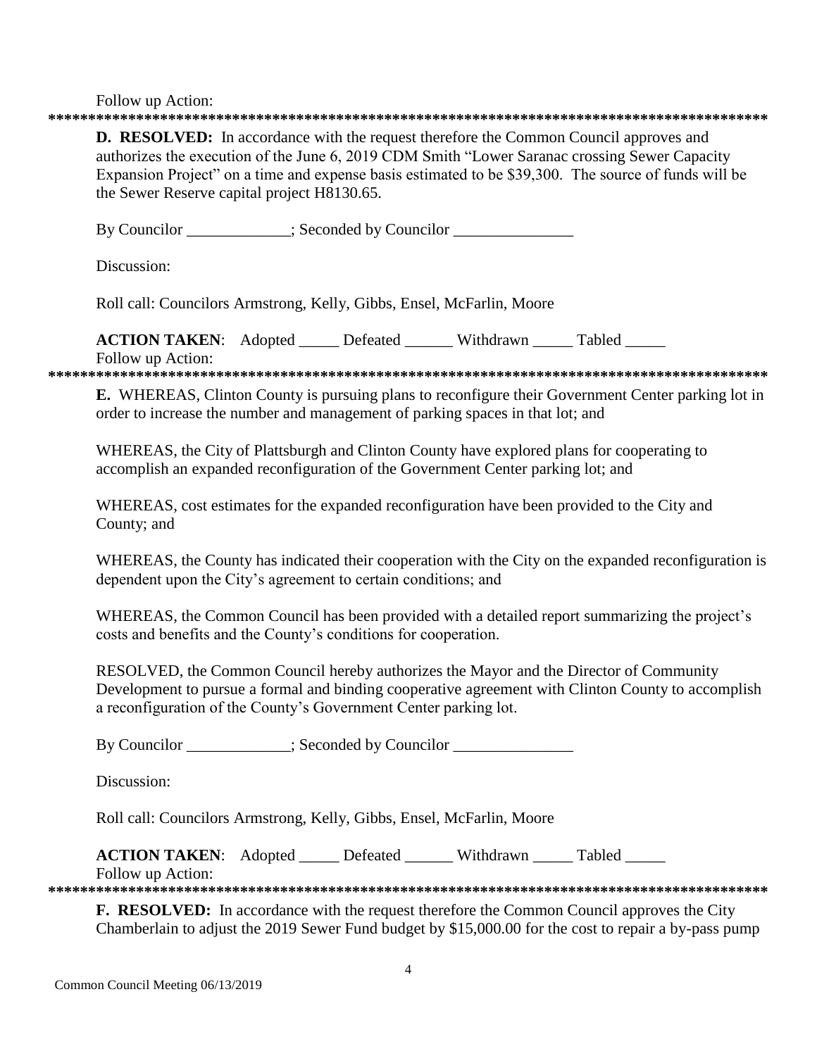Follow up Action:

*******************************************************************************************

**D. RESOLVED:** In accordance with the request therefore the Common Council approves and authorizes the execution of the June 6, 2019 CDM Smith "Lower Saranac crossing Sewer Capacity Expansion Project" on a time and expense basis estimated to be $39,300. The source of funds will be the Sewer Reserve capital project H8130.65.

By Councilor _____________; Seconded by Councilor _______________

Discussion:

Roll call: Councilors Armstrong, Kelly, Gibbs, Ensel, McFarlin, Moore

**ACTION TAKEN**: Adopted _____ Defeated ______ Withdrawn _____ Tabled _____

Follow up Action:

*******************************************************************************************

**E.** WHEREAS, Clinton County is pursuing plans to reconfigure their Government Center parking lot in order to increase the number and management of parking spaces in that lot; and

WHEREAS, the City of Plattsburgh and Clinton County have explored plans for cooperating to accomplish an expanded reconfiguration of the Government Center parking lot; and

WHEREAS, cost estimates for the expanded reconfiguration have been provided to the City and County; and

WHEREAS, the County has indicated their cooperation with the City on the expanded reconfiguration is dependent upon the City's agreement to certain conditions; and

WHEREAS, the Common Council has been provided with a detailed report summarizing the project's costs and benefits and the County's conditions for cooperation.

RESOLVED, the Common Council hereby authorizes the Mayor and the Director of Community Development to pursue a formal and binding cooperative agreement with Clinton County to accomplish a reconfiguration of the County's Government Center parking lot.

By Councilor _____________; Seconded by Councilor _______________

Discussion:

Roll call: Councilors Armstrong, Kelly, Gibbs, Ensel, McFarlin, Moore

**ACTION TAKEN**: Adopted _____ Defeated ______ Withdrawn _____ Tabled _____

Follow up Action:

*******************************************************************************************

**F. RESOLVED:** In accordance with the request therefore the Common Council approves the City Chamberlain to adjust the 2019 Sewer Fund budget by $15,000.00 for the cost to repair a by-pass pump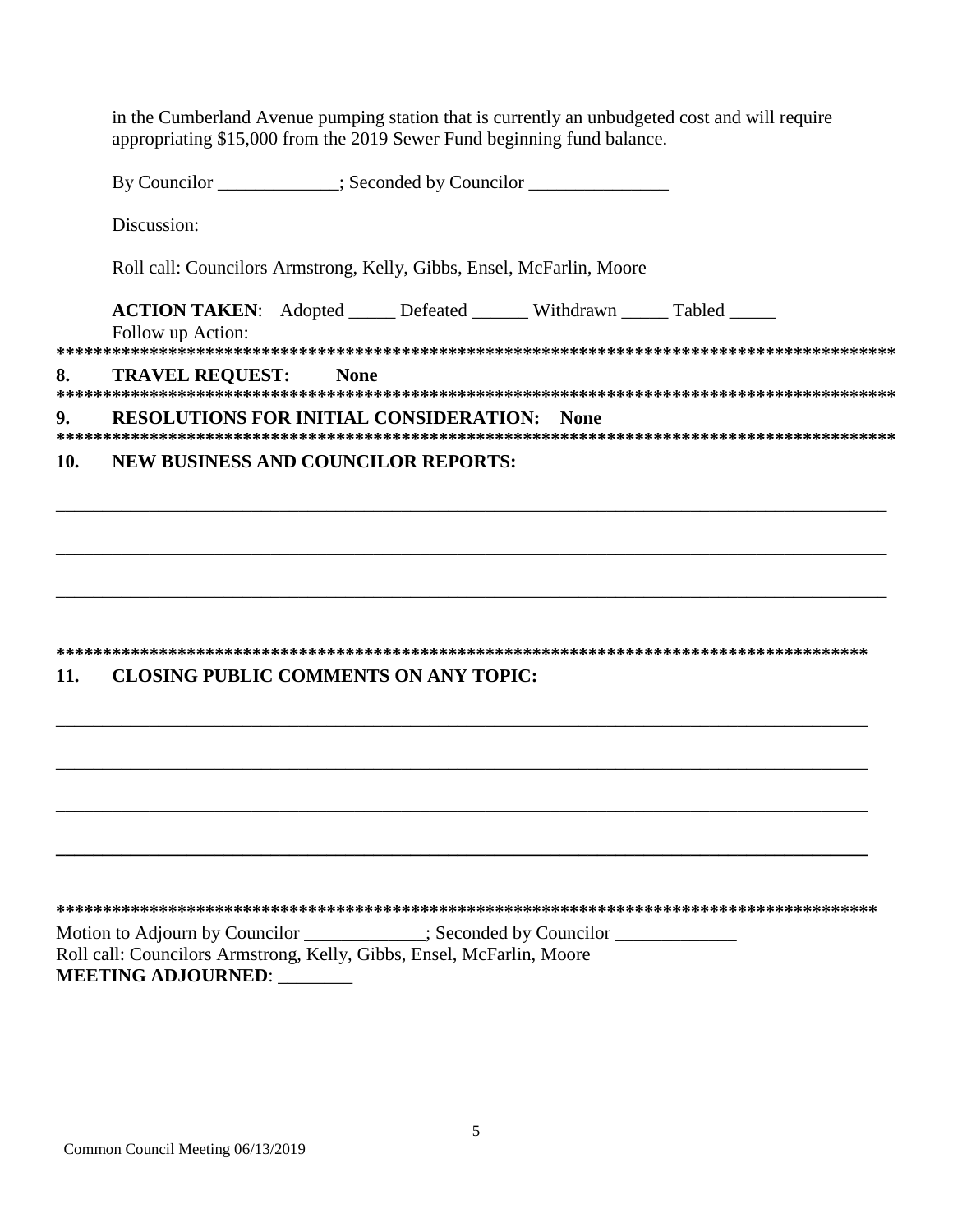in the Cumberland Avenue pumping station that is currently an unbudgeted cost and will require appropriating $15,000 from the 2019 Sewer Fund beginning fund balance.

By Councilor _____________; Seconded by Councilor _______________

Discussion:

Roll call: Councilors Armstrong, Kelly, Gibbs, Ensel, McFarlin, Moore

**ACTION TAKEN**: Adopted _____ Defeated ______ Withdrawn _____ Tabled _____
Follow up Action:

**\*\*\*\*\*\*\*\*\*\*\*\*\*\*\*\*\*\*\*\*\*\*\*\*\*\*\*\*\*\*\*\*\*\*\*\*\*\*\*\*\*\*\*\*\*\*\*\*\*\*\*\*\*\*\*\*\*\*\*\*\*\*\*\*\*\*\*\*\*\*\*\*\*\*\*\*\*\*\*\*\*\*\*\*\*\*\*\*\*\***

**8. TRAVEL REQUEST: None**

**\*\*\*\*\*\*\*\*\*\*\*\*\*\*\*\*\*\*\*\*\*\*\*\*\*\*\*\*\*\*\*\*\*\*\*\*\*\*\*\*\*\*\*\*\*\*\*\*\*\*\*\*\*\*\*\*\*\*\*\*\*\*\*\*\*\*\*\*\*\*\*\*\*\*\*\*\*\*\*\*\*\*\*\*\*\*\*\*\*\***

**9. RESOLUTIONS FOR INITIAL CONSIDERATION: None**

**\*\*\*\*\*\*\*\*\*\*\*\*\*\*\*\*\*\*\*\*\*\*\*\*\*\*\*\*\*\*\*\*\*\*\*\*\*\*\*\*\*\*\*\*\*\*\*\*\*\*\*\*\*\*\*\*\*\*\*\*\*\*\*\*\*\*\*\*\*\*\*\*\*\*\*\*\*\*\*\*\*\*\*\*\*\*\*\*\*\***

**10. NEW BUSINESS AND COUNCILOR REPORTS:**

______________________________________________________________________________

______________________________________________________________________________

______________________________________________________________________________

**\*\*\*\*\*\*\*\*\*\*\*\*\*\*\*\*\*\*\*\*\*\*\*\*\*\*\*\*\*\*\*\*\*\*\*\*\*\*\*\*\*\*\*\*\*\*\*\*\*\*\*\*\*\*\*\*\*\*\*\*\*\*\*\*\*\*\*\*\*\*\*\*\*\*\*\*\*\*\*\*\*\*\*\*\*\*\*\*\***

**11. CLOSING PUBLIC COMMENTS ON ANY TOPIC:**

______________________________________________________________________________

______________________________________________________________________________

______________________________________________________________________________

______________________________________________________________________________

**\*\*\*\*\*\*\*\*\*\*\*\*\*\*\*\*\*\*\*\*\*\*\*\*\*\*\*\*\*\*\*\*\*\*\*\*\*\*\*\*\*\*\*\*\*\*\*\*\*\*\*\*\*\*\*\*\*\*\*\*\*\*\*\*\*\*\*\*\*\*\*\*\*\*\*\*\*\*\*\*\*\*\*\*\*\*\*\*\*\***

Motion to Adjourn by Councilor _____________; Seconded by Councilor _____________
Roll call: Councilors Armstrong, Kelly, Gibbs, Ensel, McFarlin, Moore
**MEETING ADJOURNED**: ________